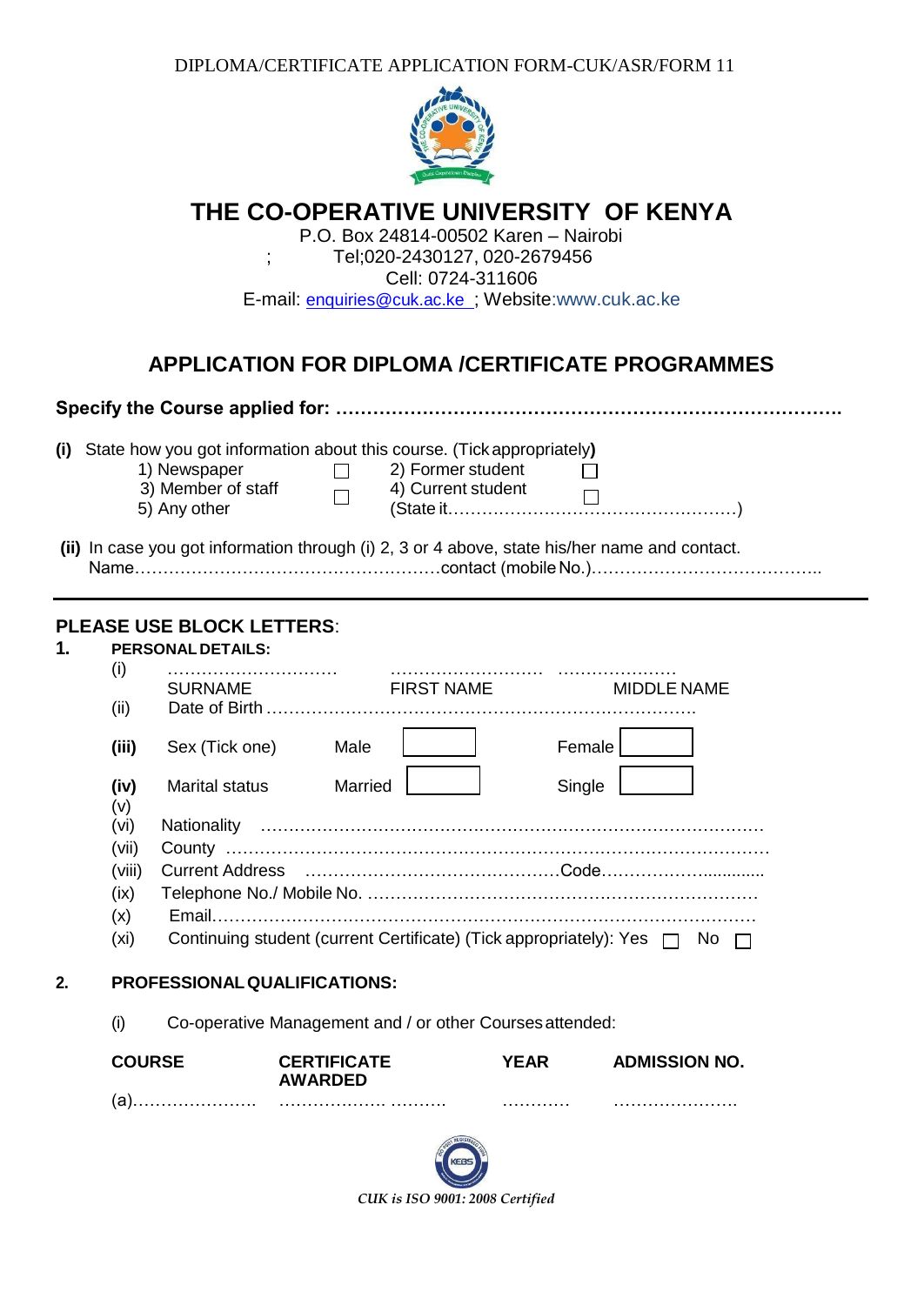DIPLOMA/CERTIFICATE APPLICATION FORM-CUK/ASR/FORM 11

# THE CO-OPERATIVE UNIVERSITY OF KENYA

P.O. Box 24814-00502 Karen – Nairobi
; Tel;020-2430127, 020-2679456
Cell: 0724-311606
E-mail: enquiries@cuk.ac.ke ; Website:www.cuk.ac.ke

## APPLICATION FOR DIPLOMA /CERTIFICATE PROGRAMMES

**Specify the Course applied for: ……………………………………………………………………….**

**(i)** State how you got information about this course. (Tick appropriately**)**

1) Newspaper ☐ 2) Former student ☐
3) Member of staff ☐ 4) Current student ☐
5) Any other (State it……………………………………………)

**(ii)** In case you got information through (i) 2, 3 or 4 above, state his/her name and contact.
Name………………………………………………contact (mobile No.)…………………………………..

---

**PLEASE USE BLOCK LETTERS**:

**1. PERSONAL DETAILS:**

(i) ………………………… ……………………… …………………
SURNAME FIRST NAME MIDDLE NAME

(ii) Date of Birth ……………………………………………………………………

**(iii)** Sex (Tick one) Male ☐ Female ☐

**(iv)** Marital status Married ☐ Single ☐

(v)

(vi) Nationality ……………………………………………………………………………

(vii) County ……………………………………………………………………………………

(viii) Current Address ………………………………………Code……………….............

(ix) Telephone No./ Mobile No. ………………………………………………………………

(x) Email……………………………………………………………………………………

(xi) Continuing student (current Certificate) (Tick appropriately): Yes ☐ No ☐

**2. PROFESSIONAL QUALIFICATIONS:**

(i) Co-operative Management and / or other Courses attended:

| COURSE | CERTIFICATE AWARDED | YEAR | ADMISSION NO. |
|---|---|---|---|
| (a)…………………. | ……………… ………. | ………… | …………………. |

*CUK is ISO 9001: 2008 Certified*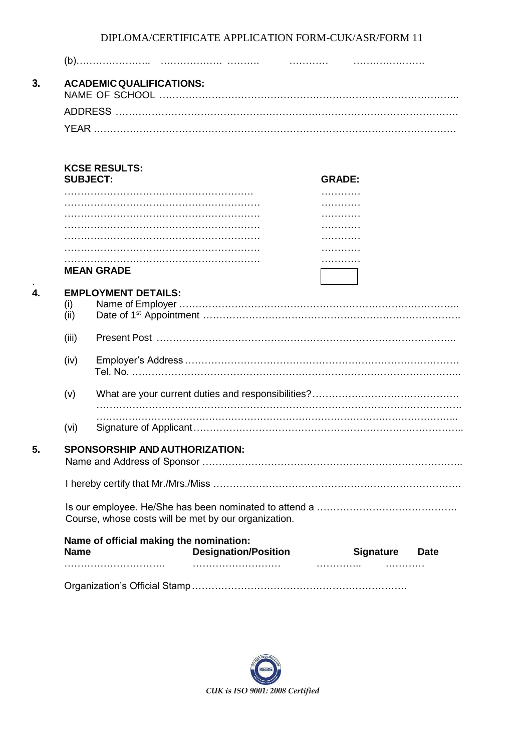(b)………………….. ……………… ………. ………… ………………….

**3. ACADEMIC QUALIFICATIONS:**

NAME OF SCHOOL ………………………………………………………………………………..

ADDRESS ………………………………………………………………………………………

YEAR ……………………………………………………………………………………………

**KCSE RESULTS:**

| SUBJECT: | GRADE: |
|---|---|
| ……………………………………………… | ………… |
| ……………………………………………… | ………… |
| ……………………………………………… | ………… |
| ……………………………………………… | ………… |
| ……………………………………………… | ………… |
| ……………………………………………… | ………… |
| ……………………………………………… | ………… |
| **MEAN GRADE** | |

**4. EMPLOYMENT DETAILS:**

(i) Name of Employer …………………………………………………………………………..

(ii) Date of 1st Appointment …………………………………………………………………….

(iii) Present Post ………………………………………………………………………………..

(iv) Employer's Address ………………………………………………………………………
Tel. No. ………………………………………………………………………………………..

(v) What are your current duties and responsibilities?……………………………………
…………………………………………………………………………………………………..
…………………………………………………………………………………………………..

(vi) Signature of Applicant………………………………………………………………………..

**5. SPONSORSHIP AND AUTHORIZATION:**

Name and Address of Sponsor …………………………………………………………………..

I hereby certify that Mr./Mrs./Miss ……………………………………………………………….

Is our employee. He/She has been nominated to attend a …………………………………..
Course, whose costs will be met by our organization.

**Name of official making the nomination:**

| Name | Designation/Position | Signature | Date |
|---|---|---|---|
| ………………………….. | …………………….… | ………….. | ………… |

Organization's Official Stamp………………………………………………………

*CUK is ISO 9001: 2008 Certified*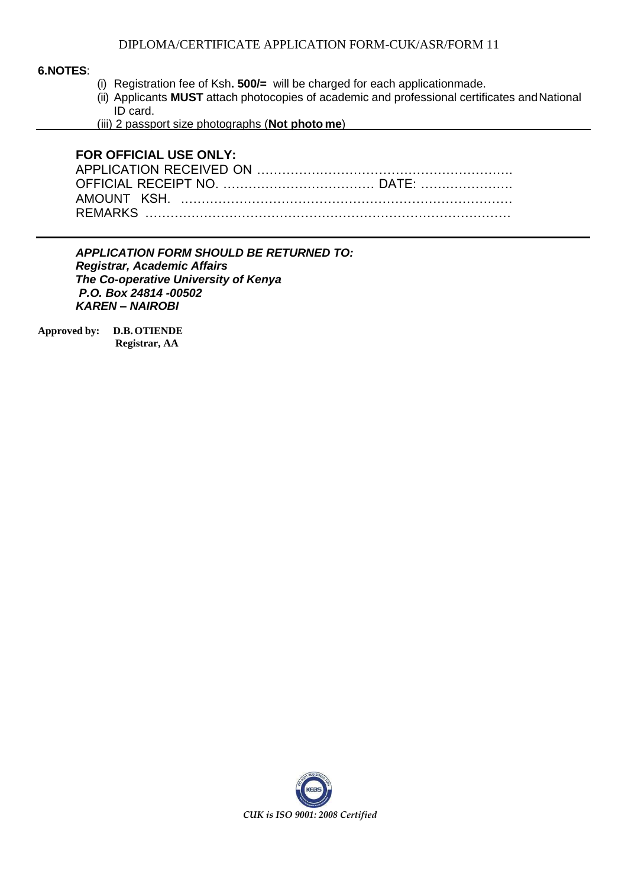**6.NOTES**:

(i) Registration fee of Ksh**. 500/=** will be charged for each applicationmade.

(ii) Applicants **MUST** attach photocopies of academic and professional certificates and National ID card.

(iii) 2 passport size photographs (**Not photo me**)

**FOR OFFICIAL USE ONLY:**

APPLICATION RECEIVED ON ……………………………………………………….

OFFICIAL RECEIPT NO. ……………………………… DATE: ………………….

AMOUNT KSH. .…………………………………………………………………….

REMARKS …………………………………………………………………………

***APPLICATION FORM SHOULD BE RETURNED TO:***
***Registrar, Academic Affairs***
***The Co-operative University of Kenya***
***P.O. Box 24814 -00502***
***KAREN – NAIROBI***

**Approved by: D.B. OTIENDE**
**Registrar, AA**

*CUK is ISO 9001: 2008 Certified*